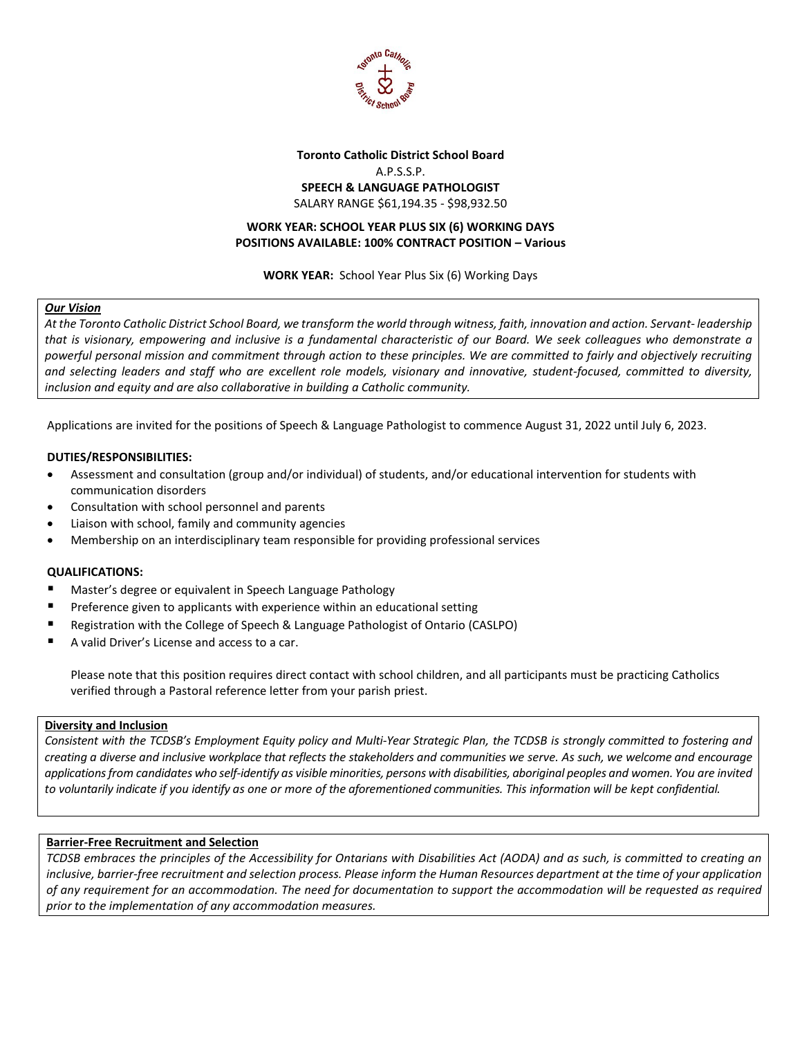**Toronto Catholic District School Board**

A.P.S.S.P.

**SPEECH & LANGUAGE PATHOLOGIST**

SALARY RANGE $61,194.35 - $98,932.50

**WORK YEAR: SCHOOL YEAR PLUS SIX (6) WORKING DAYS**
**POSITIONS AVAILABLE: 100% CONTRACT POSITION – Various**

**WORK YEAR:** School Year Plus Six (6) Working Days

***Our Vision***

*At the Toronto Catholic District School Board, we transform the world through witness, faith, innovation and action. Servant- leadership that is visionary, empowering and inclusive is a fundamental characteristic of our Board. We seek colleagues who demonstrate a powerful personal mission and commitment through action to these principles. We are committed to fairly and objectively recruiting and selecting leaders and staff who are excellent role models, visionary and innovative, student-focused, committed to diversity, inclusion and equity and are also collaborative in building a Catholic community.*

Applications are invited for the positions of Speech & Language Pathologist to commence August 31, 2022 until July 6, 2023.

**DUTIES/RESPONSIBILITIES:**

- Assessment and consultation (group and/or individual) of students, and/or educational intervention for students with communication disorders
- Consultation with school personnel and parents
- Liaison with school, family and community agencies
- Membership on an interdisciplinary team responsible for providing professional services

**QUALIFICATIONS:**

- Master's degree or equivalent in Speech Language Pathology
- Preference given to applicants with experience within an educational setting
- Registration with the College of Speech & Language Pathologist of Ontario (CASLPO)
- A valid Driver's License and access to a car.

Please note that this position requires direct contact with school children, and all participants must be practicing Catholics verified through a Pastoral reference letter from your parish priest.

**Diversity and Inclusion**

*Consistent with the TCDSB's Employment Equity policy and Multi-Year Strategic Plan, the TCDSB is strongly committed to fostering and creating a diverse and inclusive workplace that reflects the stakeholders and communities we serve. As such, we welcome and encourage applications from candidates who self-identify as visible minorities, persons with disabilities, aboriginal peoples and women. You are invited to voluntarily indicate if you identify as one or more of the aforementioned communities. This information will be kept confidential.*

**Barrier-Free Recruitment and Selection**

*TCDSB embraces the principles of the Accessibility for Ontarians with Disabilities Act (AODA) and as such, is committed to creating an inclusive, barrier-free recruitment and selection process. Please inform the Human Resources department at the time of your application of any requirement for an accommodation. The need for documentation to support the accommodation will be requested as required prior to the implementation of any accommodation measures.*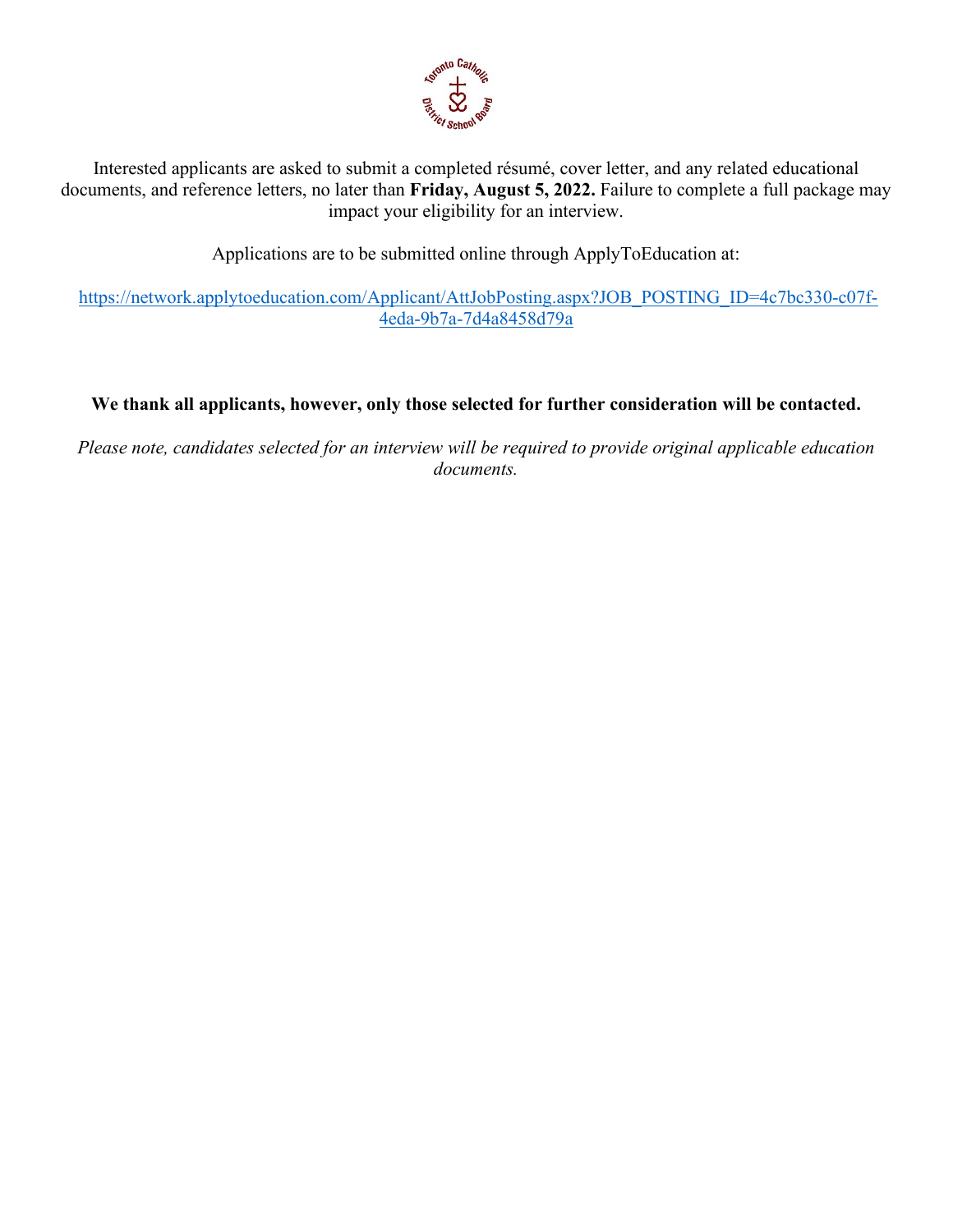Interested applicants are asked to submit a completed résumé, cover letter, and any related educational documents, and reference letters, no later than **Friday, August 5, 2022.** Failure to complete a full package may impact your eligibility for an interview.

Applications are to be submitted online through ApplyToEducation at:

https://network.applytoeducation.com/Applicant/AttJobPosting.aspx?JOB_POSTING_ID=4c7bc330-c07f-4eda-9b7a-7d4a8458d79a

**We thank all applicants, however, only those selected for further consideration will be contacted.**

*Please note, candidates selected for an interview will be required to provide original applicable education documents.*